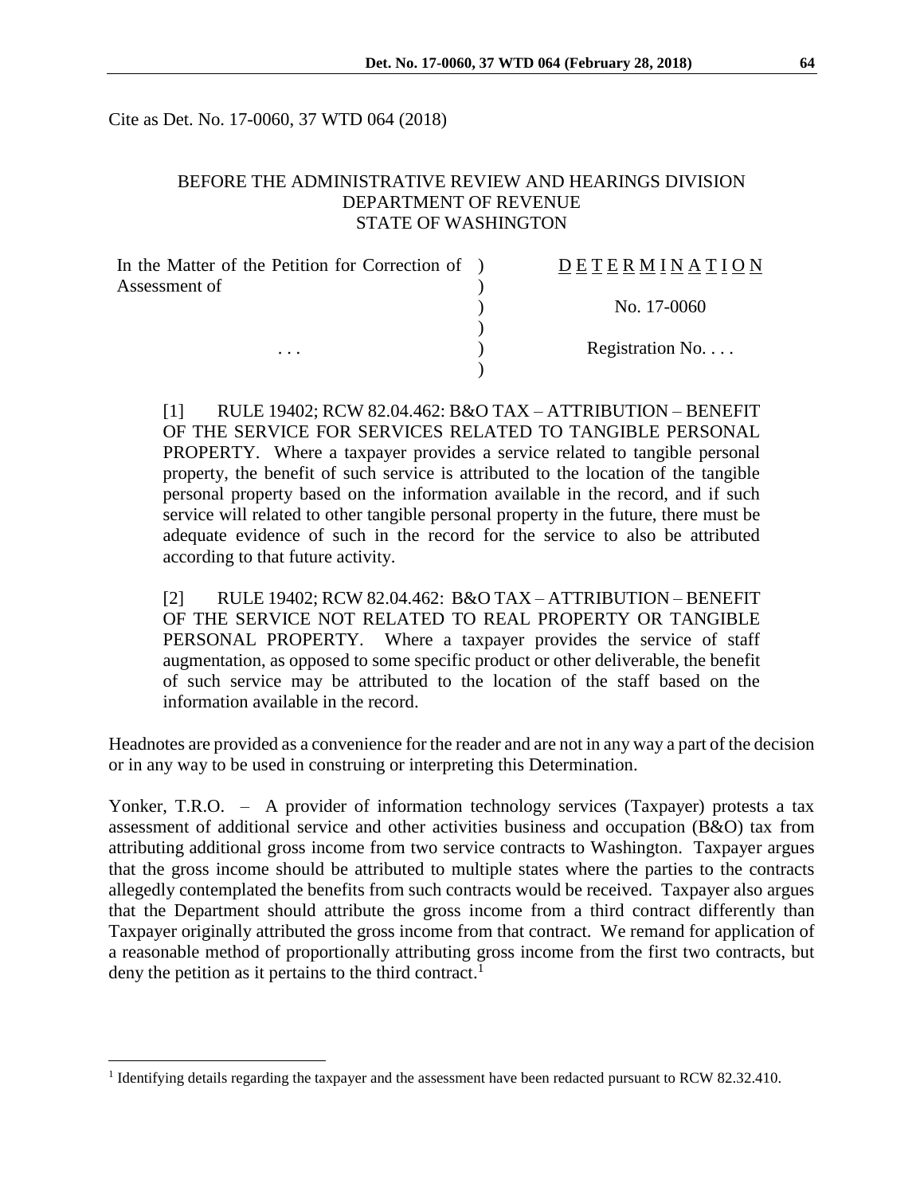Cite as Det. No. 17-0060, 37 WTD 064 (2018)

BEFORE THE ADMINISTRATIVE REVIEW AND HEARINGS DIVISION
DEPARTMENT OF REVENUE
STATE OF WASHINGTON

| | | |
|---|---|---|
| In the Matter of the Petition for Correction of Assessment of | ) | D E T E R M I N A T I O N |
| | ) | No. 17-0060 |
| . . . | ) | Registration No. . . . |

[1] RULE 19402; RCW 82.04.462: B&O TAX – ATTRIBUTION – BENEFIT OF THE SERVICE FOR SERVICES RELATED TO TANGIBLE PERSONAL PROPERTY. Where a taxpayer provides a service related to tangible personal property, the benefit of such service is attributed to the location of the tangible personal property based on the information available in the record, and if such service will related to other tangible personal property in the future, there must be adequate evidence of such in the record for the service to also be attributed according to that future activity.

[2] RULE 19402; RCW 82.04.462: B&O TAX – ATTRIBUTION – BENEFIT OF THE SERVICE NOT RELATED TO REAL PROPERTY OR TANGIBLE PERSONAL PROPERTY. Where a taxpayer provides the service of staff augmentation, as opposed to some specific product or other deliverable, the benefit of such service may be attributed to the location of the staff based on the information available in the record.

Headnotes are provided as a convenience for the reader and are not in any way a part of the decision or in any way to be used in construing or interpreting this Determination.

Yonker, T.R.O. – A provider of information technology services (Taxpayer) protests a tax assessment of additional service and other activities business and occupation (B&O) tax from attributing additional gross income from two service contracts to Washington. Taxpayer argues that the gross income should be attributed to multiple states where the parties to the contracts allegedly contemplated the benefits from such contracts would be received. Taxpayer also argues that the Department should attribute the gross income from a third contract differently than Taxpayer originally attributed the gross income from that contract. We remand for application of a reasonable method of proportionally attributing gross income from the first two contracts, but deny the petition as it pertains to the third contract.[1]

[1] Identifying details regarding the taxpayer and the assessment have been redacted pursuant to RCW 82.32.410.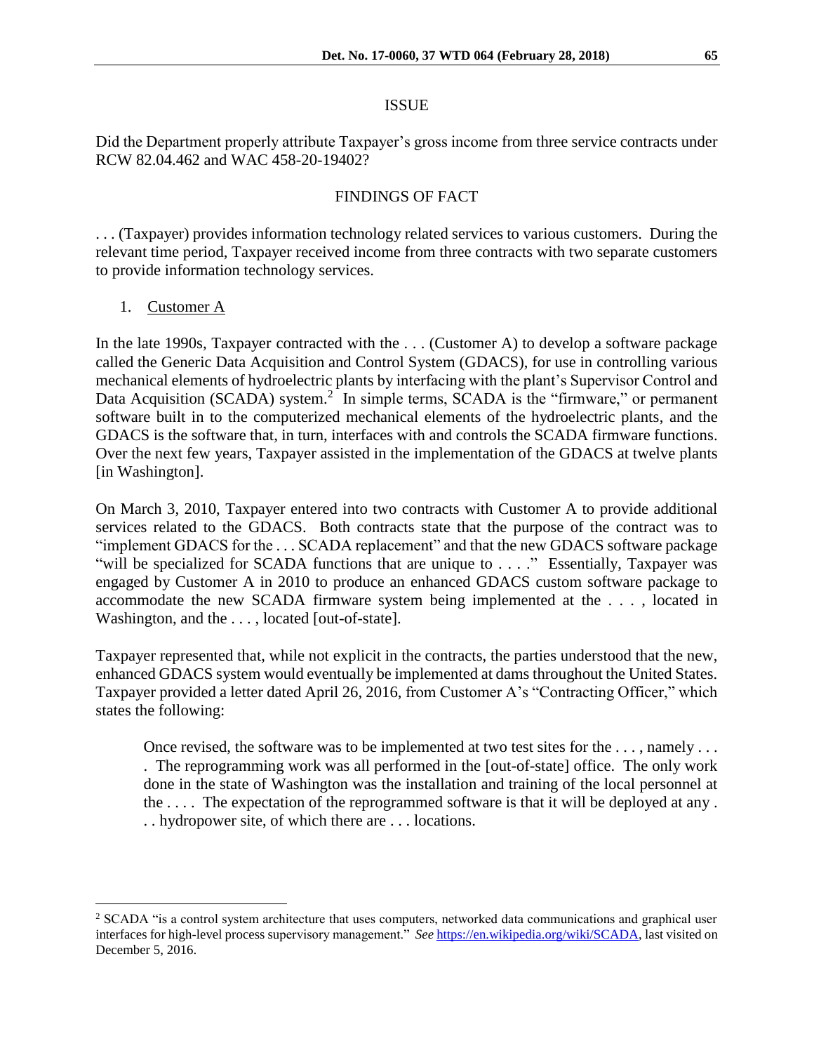## ISSUE

Did the Department properly attribute Taxpayer's gross income from three service contracts under RCW 82.04.462 and WAC 458-20-19402?

## FINDINGS OF FACT

. . . (Taxpayer) provides information technology related services to various customers. During the relevant time period, Taxpayer received income from three contracts with two separate customers to provide information technology services.

1. Customer A

In the late 1990s, Taxpayer contracted with the . . . (Customer A) to develop a software package called the Generic Data Acquisition and Control System (GDACS), for use in controlling various mechanical elements of hydroelectric plants by interfacing with the plant's Supervisor Control and Data Acquisition (SCADA) system.[2] In simple terms, SCADA is the "firmware," or permanent software built in to the computerized mechanical elements of the hydroelectric plants, and the GDACS is the software that, in turn, interfaces with and controls the SCADA firmware functions. Over the next few years, Taxpayer assisted in the implementation of the GDACS at twelve plants [in Washington].

On March 3, 2010, Taxpayer entered into two contracts with Customer A to provide additional services related to the GDACS. Both contracts state that the purpose of the contract was to "implement GDACS for the . . . SCADA replacement" and that the new GDACS software package "will be specialized for SCADA functions that are unique to . . . ." Essentially, Taxpayer was engaged by Customer A in 2010 to produce an enhanced GDACS custom software package to accommodate the new SCADA firmware system being implemented at the . . . , located in Washington, and the . . . , located [out-of-state].

Taxpayer represented that, while not explicit in the contracts, the parties understood that the new, enhanced GDACS system would eventually be implemented at dams throughout the United States. Taxpayer provided a letter dated April 26, 2016, from Customer A's "Contracting Officer," which states the following:

> Once revised, the software was to be implemented at two test sites for the . . . , namely . . . . The reprogramming work was all performed in the [out-of-state] office. The only work done in the state of Washington was the installation and training of the local personnel at the . . . . The expectation of the reprogrammed software is that it will be deployed at any . . . hydropower site, of which there are . . . locations.

[2] SCADA "is a control system architecture that uses computers, networked data communications and graphical user interfaces for high-level process supervisory management." *See* https://en.wikipedia.org/wiki/SCADA, last visited on December 5, 2016.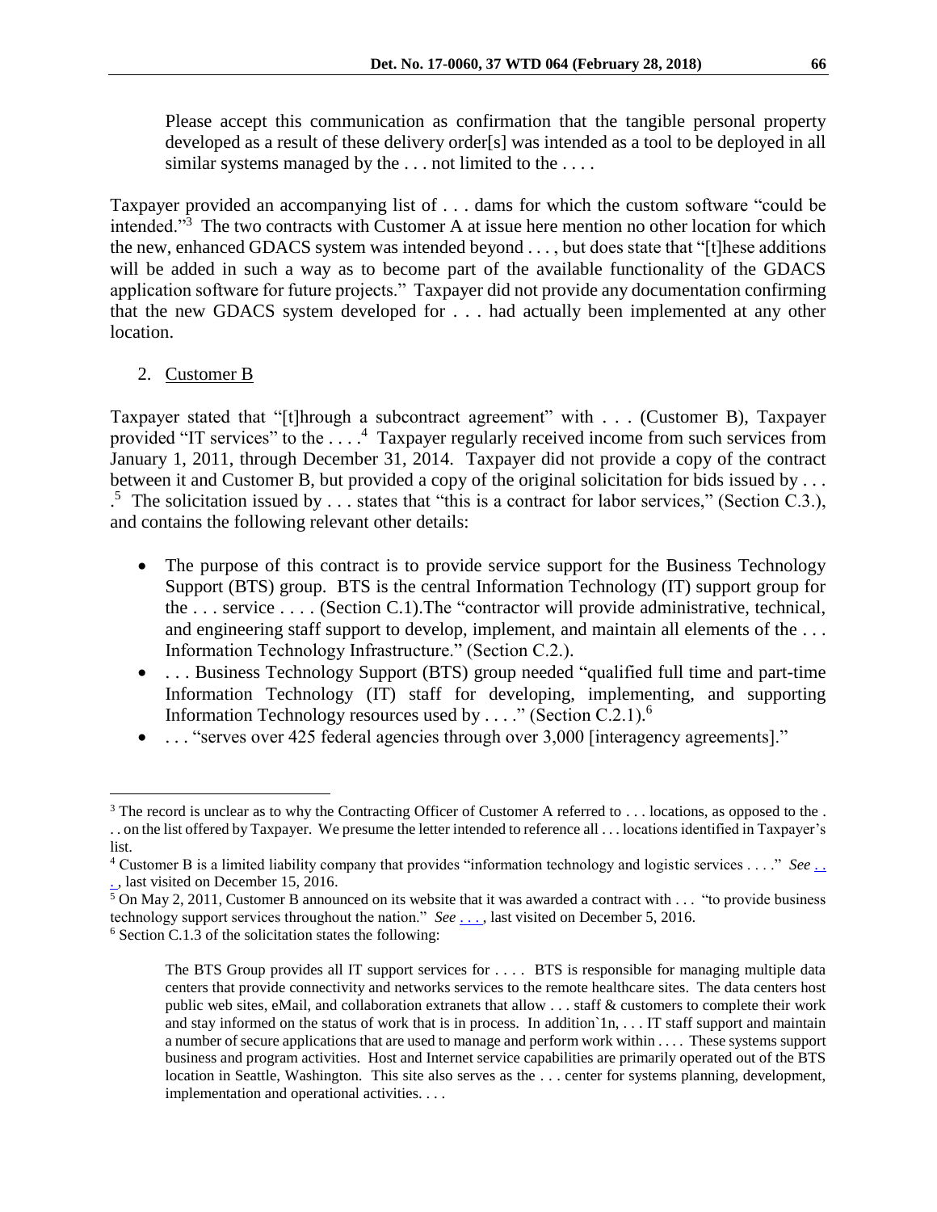> Please accept this communication as confirmation that the tangible personal property developed as a result of these delivery order[s] was intended as a tool to be deployed in all similar systems managed by the . . . not limited to the . . . .

Taxpayer provided an accompanying list of . . . dams for which the custom software "could be intended."[3] The two contracts with Customer A at issue here mention no other location for which the new, enhanced GDACS system was intended beyond . . . , but does state that "[t]hese additions will be added in such a way as to become part of the available functionality of the GDACS application software for future projects." Taxpayer did not provide any documentation confirming that the new GDACS system developed for . . . had actually been implemented at any other location.

2. Customer B

Taxpayer stated that "[t]hrough a subcontract agreement" with . . . (Customer B), Taxpayer provided "IT services" to the . . . .[4] Taxpayer regularly received income from such services from January 1, 2011, through December 31, 2014. Taxpayer did not provide a copy of the contract between it and Customer B, but provided a copy of the original solicitation for bids issued by . . . .[5] The solicitation issued by . . . states that "this is a contract for labor services," (Section C.3.), and contains the following relevant other details:

- The purpose of this contract is to provide service support for the Business Technology Support (BTS) group. BTS is the central Information Technology (IT) support group for the . . . service . . . . (Section C.1).The "contractor will provide administrative, technical, and engineering staff support to develop, implement, and maintain all elements of the . . . Information Technology Infrastructure." (Section C.2.).
- . . . Business Technology Support (BTS) group needed "qualified full time and part-time Information Technology (IT) staff for developing, implementing, and supporting Information Technology resources used by . . . ." (Section C.2.1).[6]
- . . . "serves over 425 federal agencies through over 3,000 [interagency agreements]."

---

[3] The record is unclear as to why the Contracting Officer of Customer A referred to . . . locations, as opposed to the . . . on the list offered by Taxpayer. We presume the letter intended to reference all . . . locations identified in Taxpayer's list.

[4] Customer B is a limited liability company that provides "information technology and logistic services . . . ." *See* . . ., last visited on December 15, 2016.

[5] On May 2, 2011, Customer B announced on its website that it was awarded a contract with . . . "to provide business technology support services throughout the nation." *See* . . . , last visited on December 5, 2016.

[6] Section C.1.3 of the solicitation states the following:

> The BTS Group provides all IT support services for . . . . BTS is responsible for managing multiple data centers that provide connectivity and networks services to the remote healthcare sites. The data centers host public web sites, eMail, and collaboration extranets that allow . . . staff & customers to complete their work and stay informed on the status of work that is in process. In addition`1n, . . . IT staff support and maintain a number of secure applications that are used to manage and perform work within . . . . These systems support business and program activities. Host and Internet service capabilities are primarily operated out of the BTS location in Seattle, Washington. This site also serves as the . . . center for systems planning, development, implementation and operational activities. . . .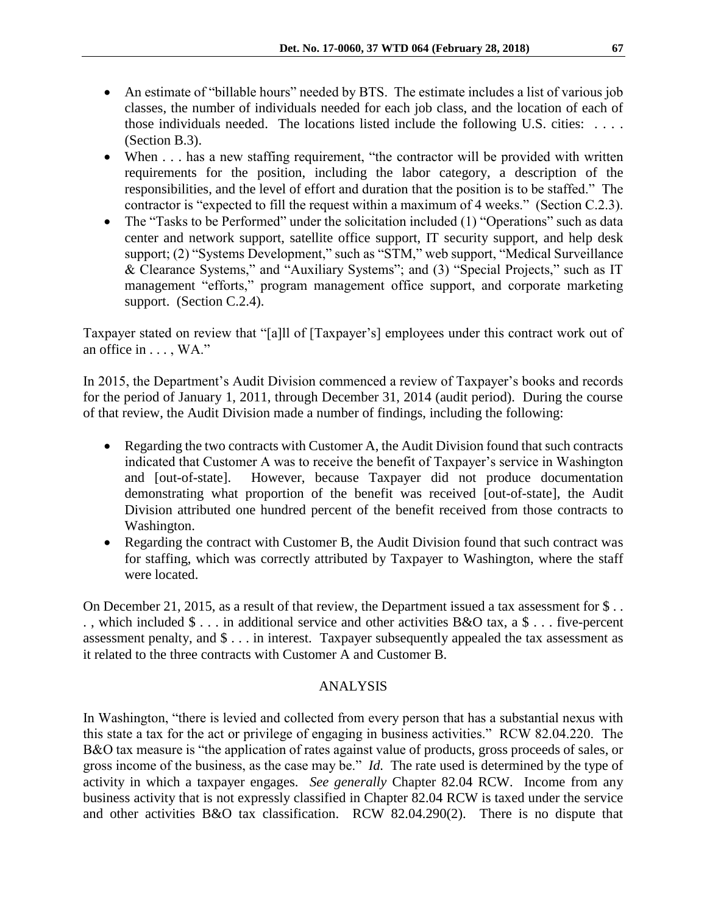- An estimate of "billable hours" needed by BTS. The estimate includes a list of various job classes, the number of individuals needed for each job class, and the location of each of those individuals needed. The locations listed include the following U.S. cities: . . . . (Section B.3).
- When . . . has a new staffing requirement, "the contractor will be provided with written requirements for the position, including the labor category, a description of the responsibilities, and the level of effort and duration that the position is to be staffed." The contractor is "expected to fill the request within a maximum of 4 weeks." (Section C.2.3).
- The "Tasks to be Performed" under the solicitation included (1) "Operations" such as data center and network support, satellite office support, IT security support, and help desk support; (2) "Systems Development," such as "STM," web support, "Medical Surveillance & Clearance Systems," and "Auxiliary Systems"; and (3) "Special Projects," such as IT management "efforts," program management office support, and corporate marketing support. (Section C.2.4).

Taxpayer stated on review that "[a]ll of [Taxpayer's] employees under this contract work out of an office in . . . , WA."

In 2015, the Department's Audit Division commenced a review of Taxpayer's books and records for the period of January 1, 2011, through December 31, 2014 (audit period). During the course of that review, the Audit Division made a number of findings, including the following:

- Regarding the two contracts with Customer A, the Audit Division found that such contracts indicated that Customer A was to receive the benefit of Taxpayer's service in Washington and [out-of-state]. However, because Taxpayer did not produce documentation demonstrating what proportion of the benefit was received [out-of-state], the Audit Division attributed one hundred percent of the benefit received from those contracts to Washington.
- Regarding the contract with Customer B, the Audit Division found that such contract was for staffing, which was correctly attributed by Taxpayer to Washington, where the staff were located.

On December 21, 2015, as a result of that review, the Department issued a tax assessment for $ . . . , which included $ . . . in additional service and other activities B&O tax, a $ . . . five-percent assessment penalty, and $ . . . in interest. Taxpayer subsequently appealed the tax assessment as it related to the three contracts with Customer A and Customer B.

## ANALYSIS

In Washington, "there is levied and collected from every person that has a substantial nexus with this state a tax for the act or privilege of engaging in business activities." RCW 82.04.220. The B&O tax measure is "the application of rates against value of products, gross proceeds of sales, or gross income of the business, as the case may be." *Id.* The rate used is determined by the type of activity in which a taxpayer engages. *See generally* Chapter 82.04 RCW. Income from any business activity that is not expressly classified in Chapter 82.04 RCW is taxed under the service and other activities B&O tax classification. RCW 82.04.290(2). There is no dispute that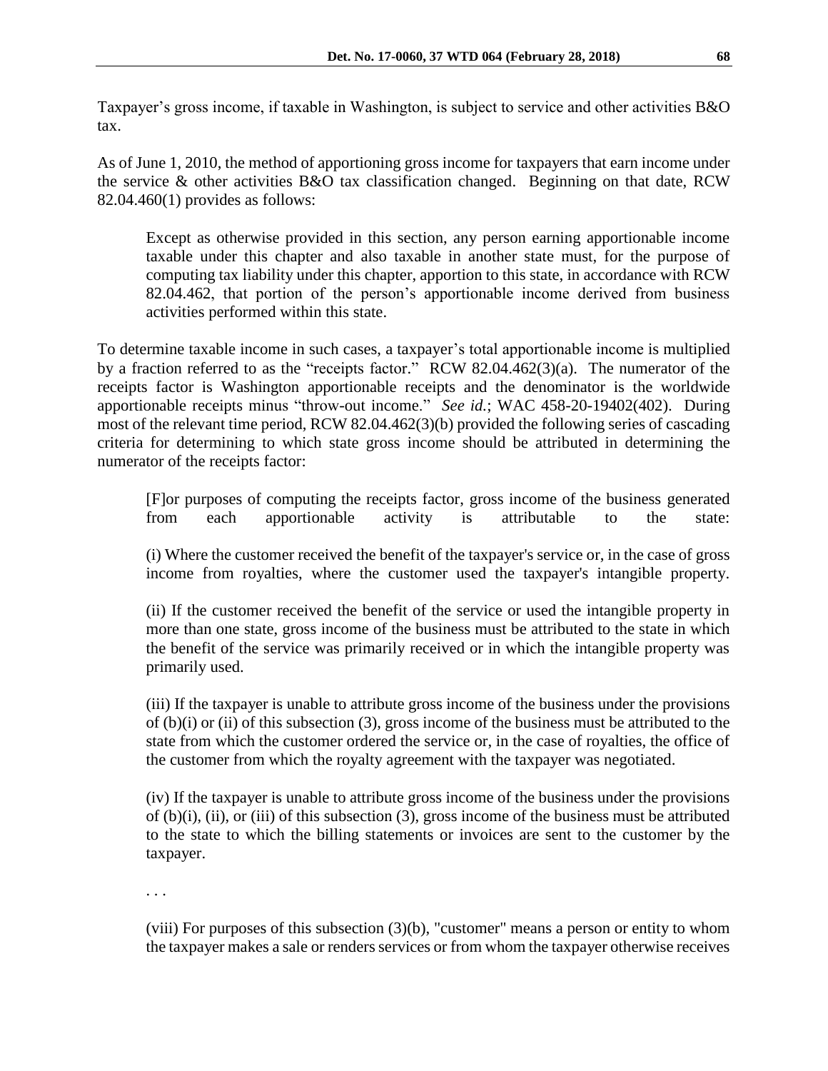Taxpayer's gross income, if taxable in Washington, is subject to service and other activities B&O tax.

As of June 1, 2010, the method of apportioning gross income for taxpayers that earn income under the service & other activities B&O tax classification changed. Beginning on that date, RCW 82.04.460(1) provides as follows:

> Except as otherwise provided in this section, any person earning apportionable income taxable under this chapter and also taxable in another state must, for the purpose of computing tax liability under this chapter, apportion to this state, in accordance with RCW 82.04.462, that portion of the person's apportionable income derived from business activities performed within this state.

To determine taxable income in such cases, a taxpayer's total apportionable income is multiplied by a fraction referred to as the "receipts factor." RCW 82.04.462(3)(a). The numerator of the receipts factor is Washington apportionable receipts and the denominator is the worldwide apportionable receipts minus "throw-out income." *See id.*; WAC 458-20-19402(402). During most of the relevant time period, RCW 82.04.462(3)(b) provided the following series of cascading criteria for determining to which state gross income should be attributed in determining the numerator of the receipts factor:

> [F]or purposes of computing the receipts factor, gross income of the business generated from each apportionable activity is attributable to the state:
>
> (i) Where the customer received the benefit of the taxpayer's service or, in the case of gross income from royalties, where the customer used the taxpayer's intangible property.
>
> (ii) If the customer received the benefit of the service or used the intangible property in more than one state, gross income of the business must be attributed to the state in which the benefit of the service was primarily received or in which the intangible property was primarily used.
>
> (iii) If the taxpayer is unable to attribute gross income of the business under the provisions of (b)(i) or (ii) of this subsection (3), gross income of the business must be attributed to the state from which the customer ordered the service or, in the case of royalties, the office of the customer from which the royalty agreement with the taxpayer was negotiated.
>
> (iv) If the taxpayer is unable to attribute gross income of the business under the provisions of (b)(i), (ii), or (iii) of this subsection (3), gross income of the business must be attributed to the state to which the billing statements or invoices are sent to the customer by the taxpayer.
>
> . . .
>
> (viii) For purposes of this subsection (3)(b), "customer" means a person or entity to whom the taxpayer makes a sale or renders services or from whom the taxpayer otherwise receives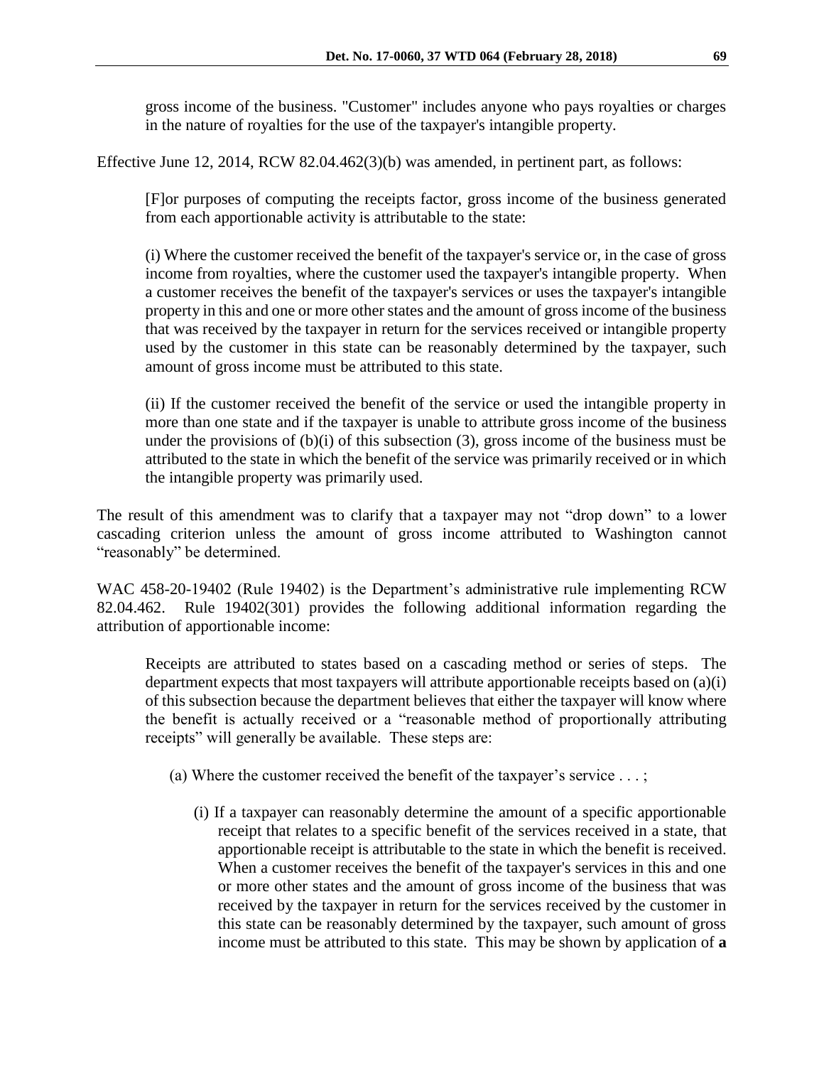gross income of the business. "Customer" includes anyone who pays royalties or charges in the nature of royalties for the use of the taxpayer's intangible property.

Effective June 12, 2014, RCW 82.04.462(3)(b) was amended, in pertinent part, as follows:

> [F]or purposes of computing the receipts factor, gross income of the business generated from each apportionable activity is attributable to the state:
>
> (i) Where the customer received the benefit of the taxpayer's service or, in the case of gross income from royalties, where the customer used the taxpayer's intangible property. When a customer receives the benefit of the taxpayer's services or uses the taxpayer's intangible property in this and one or more other states and the amount of gross income of the business that was received by the taxpayer in return for the services received or intangible property used by the customer in this state can be reasonably determined by the taxpayer, such amount of gross income must be attributed to this state.
>
> (ii) If the customer received the benefit of the service or used the intangible property in more than one state and if the taxpayer is unable to attribute gross income of the business under the provisions of (b)(i) of this subsection (3), gross income of the business must be attributed to the state in which the benefit of the service was primarily received or in which the intangible property was primarily used.

The result of this amendment was to clarify that a taxpayer may not "drop down" to a lower cascading criterion unless the amount of gross income attributed to Washington cannot "reasonably" be determined.

WAC 458-20-19402 (Rule 19402) is the Department's administrative rule implementing RCW 82.04.462. Rule 19402(301) provides the following additional information regarding the attribution of apportionable income:

> Receipts are attributed to states based on a cascading method or series of steps. The department expects that most taxpayers will attribute apportionable receipts based on (a)(i) of this subsection because the department believes that either the taxpayer will know where the benefit is actually received or a "reasonable method of proportionally attributing receipts" will generally be available. These steps are:
>
> (a) Where the customer received the benefit of the taxpayer's service . . . ;
>
> (i) If a taxpayer can reasonably determine the amount of a specific apportionable receipt that relates to a specific benefit of the services received in a state, that apportionable receipt is attributable to the state in which the benefit is received. When a customer receives the benefit of the taxpayer's services in this and one or more other states and the amount of gross income of the business that was received by the taxpayer in return for the services received by the customer in this state can be reasonably determined by the taxpayer, such amount of gross income must be attributed to this state. This may be shown by application of **a**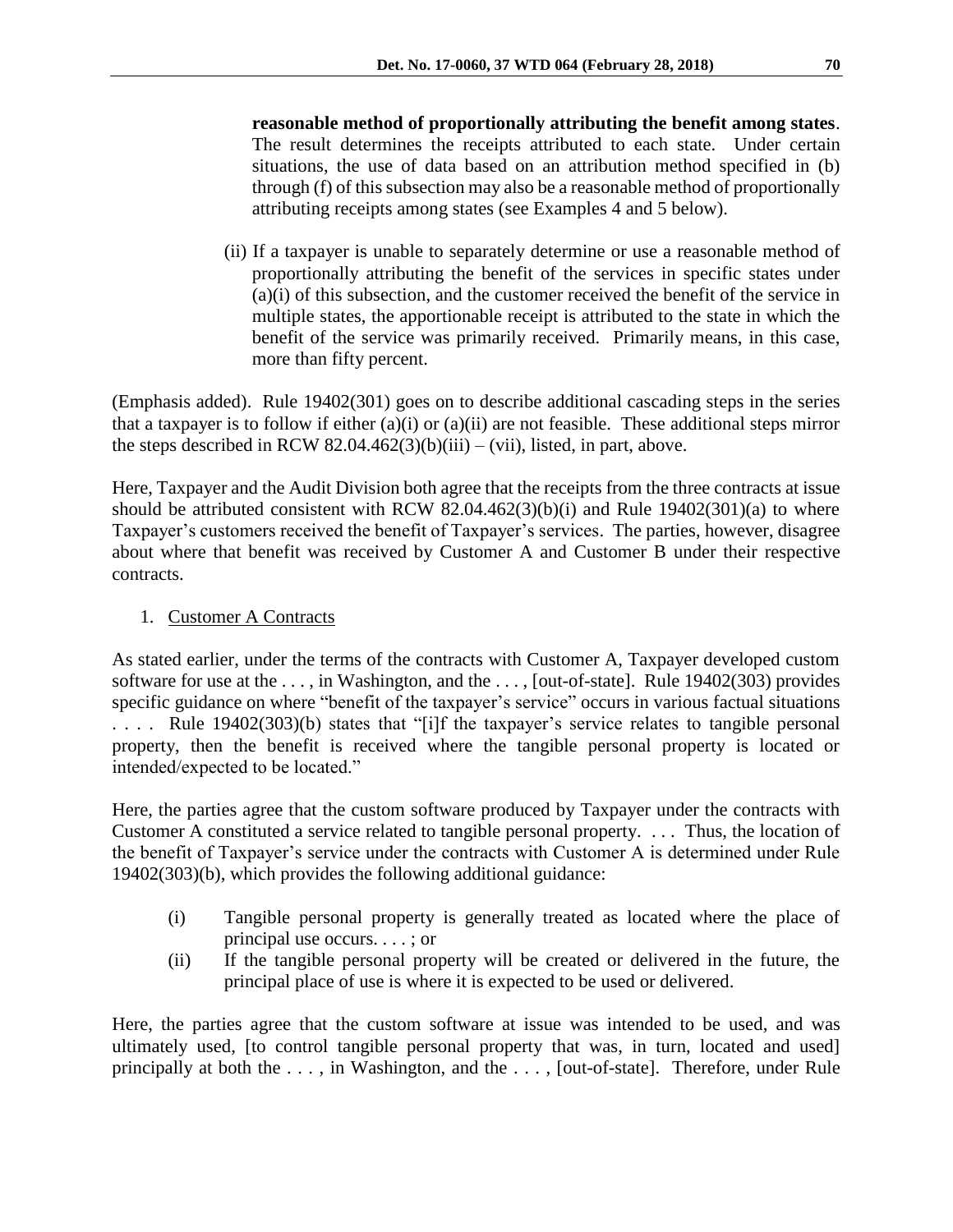**reasonable method of proportionally attributing the benefit among states**. The result determines the receipts attributed to each state. Under certain situations, the use of data based on an attribution method specified in (b) through (f) of this subsection may also be a reasonable method of proportionally attributing receipts among states (see Examples 4 and 5 below).

> (ii) If a taxpayer is unable to separately determine or use a reasonable method of proportionally attributing the benefit of the services in specific states under (a)(i) of this subsection, and the customer received the benefit of the service in multiple states, the apportionable receipt is attributed to the state in which the benefit of the service was primarily received. Primarily means, in this case, more than fifty percent.

(Emphasis added). Rule 19402(301) goes on to describe additional cascading steps in the series that a taxpayer is to follow if either (a)(i) or (a)(ii) are not feasible. These additional steps mirror the steps described in RCW 82.04.462(3)(b)(iii) – (vii), listed, in part, above.

Here, Taxpayer and the Audit Division both agree that the receipts from the three contracts at issue should be attributed consistent with RCW 82.04.462(3)(b)(i) and Rule 19402(301)(a) to where Taxpayer's customers received the benefit of Taxpayer's services. The parties, however, disagree about where that benefit was received by Customer A and Customer B under their respective contracts.

1. Customer A Contracts

As stated earlier, under the terms of the contracts with Customer A, Taxpayer developed custom software for use at the . . . , in Washington, and the . . . , [out-of-state]. Rule 19402(303) provides specific guidance on where "benefit of the taxpayer's service" occurs in various factual situations . . . . Rule 19402(303)(b) states that "[i]f the taxpayer's service relates to tangible personal property, then the benefit is received where the tangible personal property is located or intended/expected to be located."

Here, the parties agree that the custom software produced by Taxpayer under the contracts with Customer A constituted a service related to tangible personal property. . . . Thus, the location of the benefit of Taxpayer's service under the contracts with Customer A is determined under Rule 19402(303)(b), which provides the following additional guidance:

> (i) Tangible personal property is generally treated as located where the place of principal use occurs. . . . ; or
>
> (ii) If the tangible personal property will be created or delivered in the future, the principal place of use is where it is expected to be used or delivered.

Here, the parties agree that the custom software at issue was intended to be used, and was ultimately used, [to control tangible personal property that was, in turn, located and used] principally at both the . . . , in Washington, and the . . . , [out-of-state]. Therefore, under Rule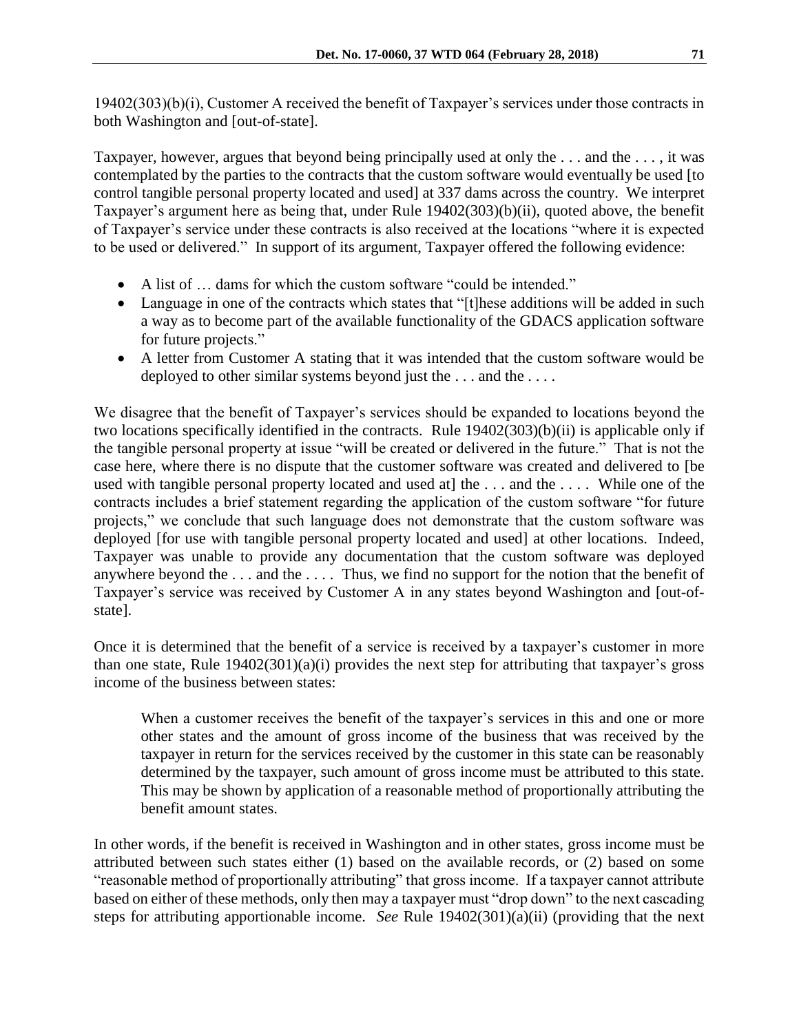19402(303)(b)(i), Customer A received the benefit of Taxpayer's services under those contracts in both Washington and [out-of-state].

Taxpayer, however, argues that beyond being principally used at only the . . . and the . . . , it was contemplated by the parties to the contracts that the custom software would eventually be used [to control tangible personal property located and used] at 337 dams across the country. We interpret Taxpayer's argument here as being that, under Rule 19402(303)(b)(ii), quoted above, the benefit of Taxpayer's service under these contracts is also received at the locations "where it is expected to be used or delivered." In support of its argument, Taxpayer offered the following evidence:

- A list of … dams for which the custom software "could be intended."
- Language in one of the contracts which states that "[t]hese additions will be added in such a way as to become part of the available functionality of the GDACS application software for future projects."
- A letter from Customer A stating that it was intended that the custom software would be deployed to other similar systems beyond just the . . . and the . . . .

We disagree that the benefit of Taxpayer's services should be expanded to locations beyond the two locations specifically identified in the contracts. Rule 19402(303)(b)(ii) is applicable only if the tangible personal property at issue "will be created or delivered in the future." That is not the case here, where there is no dispute that the customer software was created and delivered to [be used with tangible personal property located and used at] the . . . and the . . . . While one of the contracts includes a brief statement regarding the application of the custom software "for future projects," we conclude that such language does not demonstrate that the custom software was deployed [for use with tangible personal property located and used] at other locations. Indeed, Taxpayer was unable to provide any documentation that the custom software was deployed anywhere beyond the . . . and the . . . . Thus, we find no support for the notion that the benefit of Taxpayer's service was received by Customer A in any states beyond Washington and [out-of-state].

Once it is determined that the benefit of a service is received by a taxpayer's customer in more than one state, Rule 19402(301)(a)(i) provides the next step for attributing that taxpayer's gross income of the business between states:

> When a customer receives the benefit of the taxpayer's services in this and one or more other states and the amount of gross income of the business that was received by the taxpayer in return for the services received by the customer in this state can be reasonably determined by the taxpayer, such amount of gross income must be attributed to this state. This may be shown by application of a reasonable method of proportionally attributing the benefit amount states.

In other words, if the benefit is received in Washington and in other states, gross income must be attributed between such states either (1) based on the available records, or (2) based on some "reasonable method of proportionally attributing" that gross income. If a taxpayer cannot attribute based on either of these methods, only then may a taxpayer must "drop down" to the next cascading steps for attributing apportionable income. *See* Rule 19402(301)(a)(ii) (providing that the next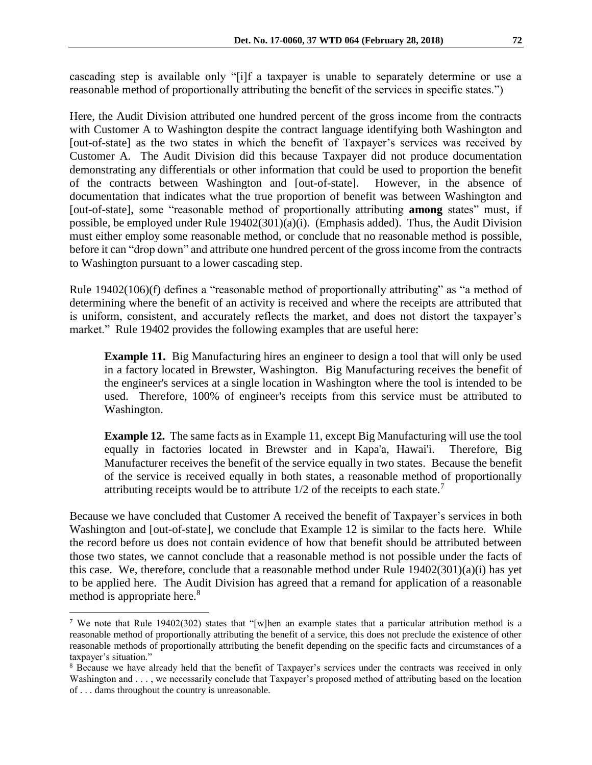cascading step is available only "[i]f a taxpayer is unable to separately determine or use a reasonable method of proportionally attributing the benefit of the services in specific states.")

Here, the Audit Division attributed one hundred percent of the gross income from the contracts with Customer A to Washington despite the contract language identifying both Washington and [out-of-state] as the two states in which the benefit of Taxpayer's services was received by Customer A. The Audit Division did this because Taxpayer did not produce documentation demonstrating any differentials or other information that could be used to proportion the benefit of the contracts between Washington and [out-of-state]. However, in the absence of documentation that indicates what the true proportion of benefit was between Washington and [out-of-state], some "reasonable method of proportionally attributing **among** states" must, if possible, be employed under Rule 19402(301)(a)(i). (Emphasis added). Thus, the Audit Division must either employ some reasonable method, or conclude that no reasonable method is possible, before it can "drop down" and attribute one hundred percent of the gross income from the contracts to Washington pursuant to a lower cascading step.

Rule 19402(106)(f) defines a "reasonable method of proportionally attributing" as "a method of determining where the benefit of an activity is received and where the receipts are attributed that is uniform, consistent, and accurately reflects the market, and does not distort the taxpayer's market." Rule 19402 provides the following examples that are useful here:

> **Example 11.** Big Manufacturing hires an engineer to design a tool that will only be used in a factory located in Brewster, Washington. Big Manufacturing receives the benefit of the engineer's services at a single location in Washington where the tool is intended to be used. Therefore, 100% of engineer's receipts from this service must be attributed to Washington.
>
> **Example 12.** The same facts as in Example 11, except Big Manufacturing will use the tool equally in factories located in Brewster and in Kapa'a, Hawai'i. Therefore, Big Manufacturer receives the benefit of the service equally in two states. Because the benefit of the service is received equally in both states, a reasonable method of proportionally attributing receipts would be to attribute 1/2 of the receipts to each state.[7]

Because we have concluded that Customer A received the benefit of Taxpayer's services in both Washington and [out-of-state], we conclude that Example 12 is similar to the facts here. While the record before us does not contain evidence of how that benefit should be attributed between those two states, we cannot conclude that a reasonable method is not possible under the facts of this case. We, therefore, conclude that a reasonable method under Rule 19402(301)(a)(i) has yet to be applied here. The Audit Division has agreed that a remand for application of a reasonable method is appropriate here.[8]

---

[7] We note that Rule 19402(302) states that "[w]hen an example states that a particular attribution method is a reasonable method of proportionally attributing the benefit of a service, this does not preclude the existence of other reasonable methods of proportionally attributing the benefit depending on the specific facts and circumstances of a taxpayer's situation."

[8] Because we have already held that the benefit of Taxpayer's services under the contracts was received in only Washington and . . . , we necessarily conclude that Taxpayer's proposed method of attributing based on the location of . . . dams throughout the country is unreasonable.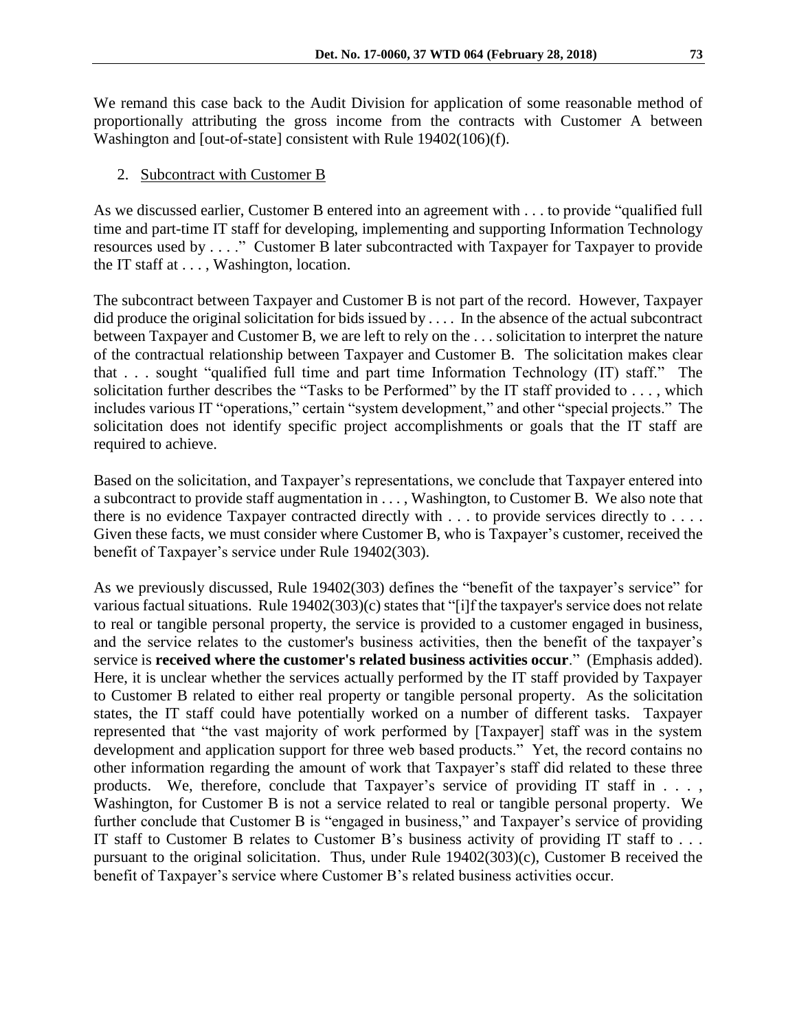We remand this case back to the Audit Division for application of some reasonable method of proportionally attributing the gross income from the contracts with Customer A between Washington and [out-of-state] consistent with Rule 19402(106)(f).

2. Subcontract with Customer B

As we discussed earlier, Customer B entered into an agreement with . . . to provide "qualified full time and part-time IT staff for developing, implementing and supporting Information Technology resources used by . . . ." Customer B later subcontracted with Taxpayer for Taxpayer to provide the IT staff at . . . , Washington, location.

The subcontract between Taxpayer and Customer B is not part of the record. However, Taxpayer did produce the original solicitation for bids issued by . . . . In the absence of the actual subcontract between Taxpayer and Customer B, we are left to rely on the . . . solicitation to interpret the nature of the contractual relationship between Taxpayer and Customer B. The solicitation makes clear that . . . sought "qualified full time and part time Information Technology (IT) staff." The solicitation further describes the "Tasks to be Performed" by the IT staff provided to . . . , which includes various IT "operations," certain "system development," and other "special projects." The solicitation does not identify specific project accomplishments or goals that the IT staff are required to achieve.

Based on the solicitation, and Taxpayer's representations, we conclude that Taxpayer entered into a subcontract to provide staff augmentation in . . . , Washington, to Customer B. We also note that there is no evidence Taxpayer contracted directly with . . . to provide services directly to . . . . Given these facts, we must consider where Customer B, who is Taxpayer's customer, received the benefit of Taxpayer's service under Rule 19402(303).

As we previously discussed, Rule 19402(303) defines the "benefit of the taxpayer's service" for various factual situations. Rule 19402(303)(c) states that "[i]f the taxpayer's service does not relate to real or tangible personal property, the service is provided to a customer engaged in business, and the service relates to the customer's business activities, then the benefit of the taxpayer's service is **received where the customer's related business activities occur**." (Emphasis added). Here, it is unclear whether the services actually performed by the IT staff provided by Taxpayer to Customer B related to either real property or tangible personal property. As the solicitation states, the IT staff could have potentially worked on a number of different tasks. Taxpayer represented that "the vast majority of work performed by [Taxpayer] staff was in the system development and application support for three web based products." Yet, the record contains no other information regarding the amount of work that Taxpayer's staff did related to these three products. We, therefore, conclude that Taxpayer's service of providing IT staff in . . . , Washington, for Customer B is not a service related to real or tangible personal property. We further conclude that Customer B is "engaged in business," and Taxpayer's service of providing IT staff to Customer B relates to Customer B's business activity of providing IT staff to . . . pursuant to the original solicitation. Thus, under Rule 19402(303)(c), Customer B received the benefit of Taxpayer's service where Customer B's related business activities occur.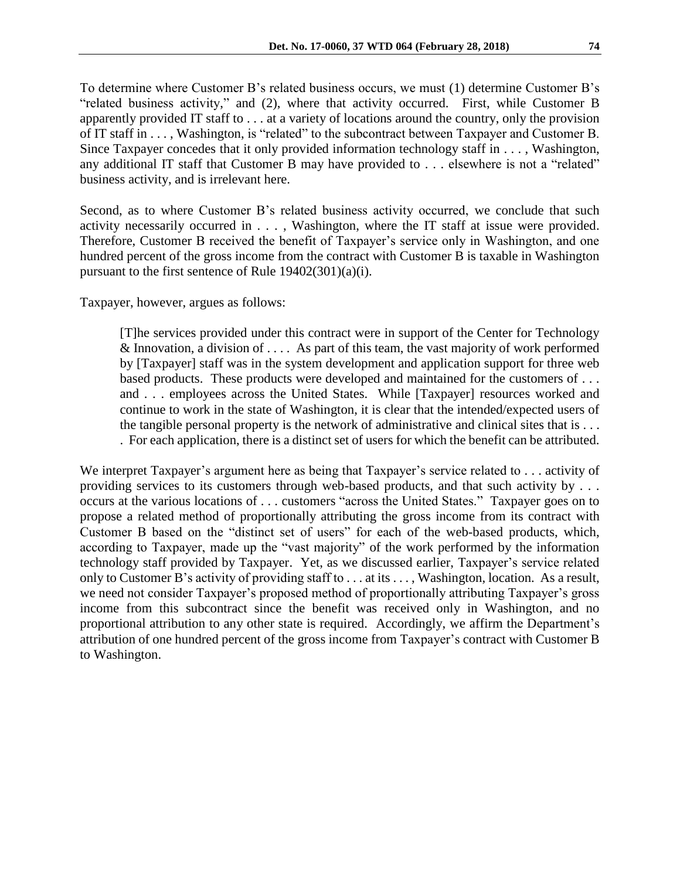To determine where Customer B's related business occurs, we must (1) determine Customer B's "related business activity," and (2), where that activity occurred. First, while Customer B apparently provided IT staff to . . . at a variety of locations around the country, only the provision of IT staff in . . . , Washington, is "related" to the subcontract between Taxpayer and Customer B. Since Taxpayer concedes that it only provided information technology staff in . . . , Washington, any additional IT staff that Customer B may have provided to . . . elsewhere is not a "related" business activity, and is irrelevant here.

Second, as to where Customer B's related business activity occurred, we conclude that such activity necessarily occurred in . . . , Washington, where the IT staff at issue were provided. Therefore, Customer B received the benefit of Taxpayer's service only in Washington, and one hundred percent of the gross income from the contract with Customer B is taxable in Washington pursuant to the first sentence of Rule 19402(301)(a)(i).

Taxpayer, however, argues as follows:

> [T]he services provided under this contract were in support of the Center for Technology & Innovation, a division of . . . . As part of this team, the vast majority of work performed by [Taxpayer] staff was in the system development and application support for three web based products. These products were developed and maintained for the customers of . . . and . . . employees across the United States. While [Taxpayer] resources worked and continue to work in the state of Washington, it is clear that the intended/expected users of the tangible personal property is the network of administrative and clinical sites that is . . . . For each application, there is a distinct set of users for which the benefit can be attributed.

We interpret Taxpayer's argument here as being that Taxpayer's service related to . . . activity of providing services to its customers through web-based products, and that such activity by . . . occurs at the various locations of . . . customers "across the United States." Taxpayer goes on to propose a related method of proportionally attributing the gross income from its contract with Customer B based on the "distinct set of users" for each of the web-based products, which, according to Taxpayer, made up the "vast majority" of the work performed by the information technology staff provided by Taxpayer. Yet, as we discussed earlier, Taxpayer's service related only to Customer B's activity of providing staff to . . . at its . . . , Washington, location. As a result, we need not consider Taxpayer's proposed method of proportionally attributing Taxpayer's gross income from this subcontract since the benefit was received only in Washington, and no proportional attribution to any other state is required. Accordingly, we affirm the Department's attribution of one hundred percent of the gross income from Taxpayer's contract with Customer B to Washington.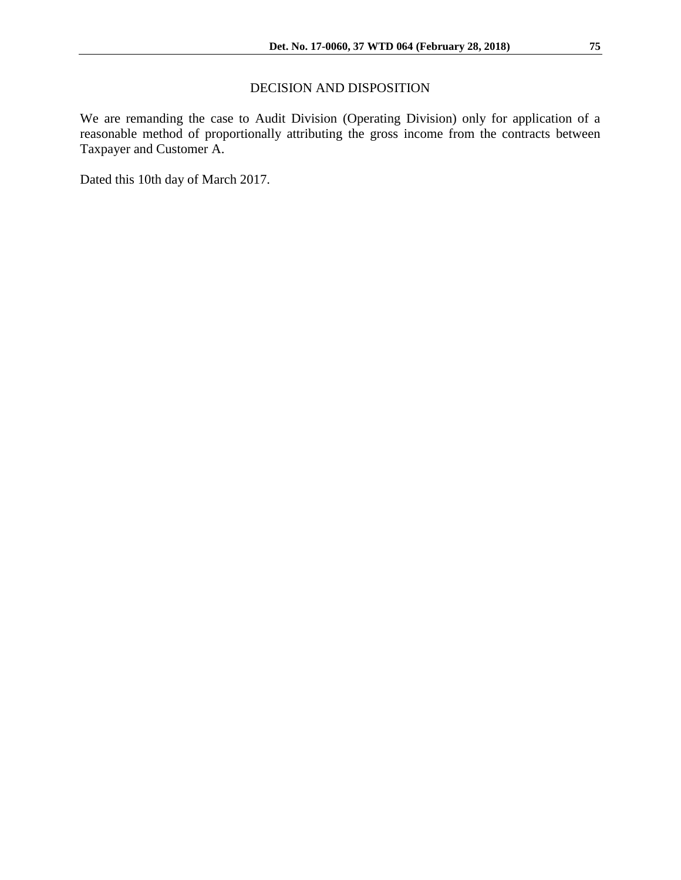## DECISION AND DISPOSITION

We are remanding the case to Audit Division (Operating Division) only for application of a reasonable method of proportionally attributing the gross income from the contracts between Taxpayer and Customer A.

Dated this 10th day of March 2017.